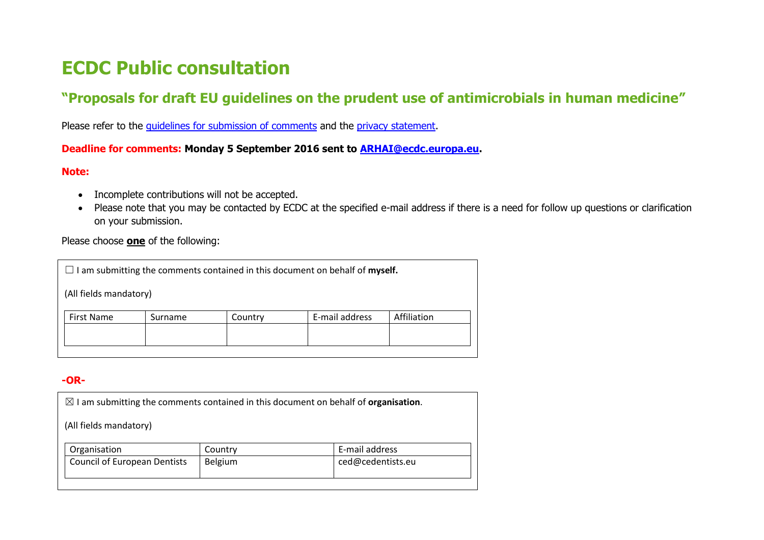# ECDC Public consultation

## "Proposals for draft EU guidelines on the prudent use of antimicrobials in human medicine"

Please refer to the guidelines for submission of comments and the privacy statement.

**Deadline for comments: Monday 5 September 2016 sent to ARHAI@ecdc.europa.eu.**

**Note:**

- Incomplete contributions will not be accepted.
- Please note that you may be contacted by ECDC at the specified e-mail address if there is a need for follow up questions or clarification on your submission.

Please choose **one** of the following:

☐ I am submitting the comments contained in this document on behalf of **myself.**

(All fields mandatory)

| First Name | Surname | Country | E-mail address | Affiliation |
|---|---|---|---|---|
| | | | | |

**-OR-**

☒ I am submitting the comments contained in this document on behalf of **organisation**.

(All fields mandatory)

| Organisation | Country | E-mail address |
|---|---|---|
| Council of European Dentists | Belgium | ced@cedentists.eu |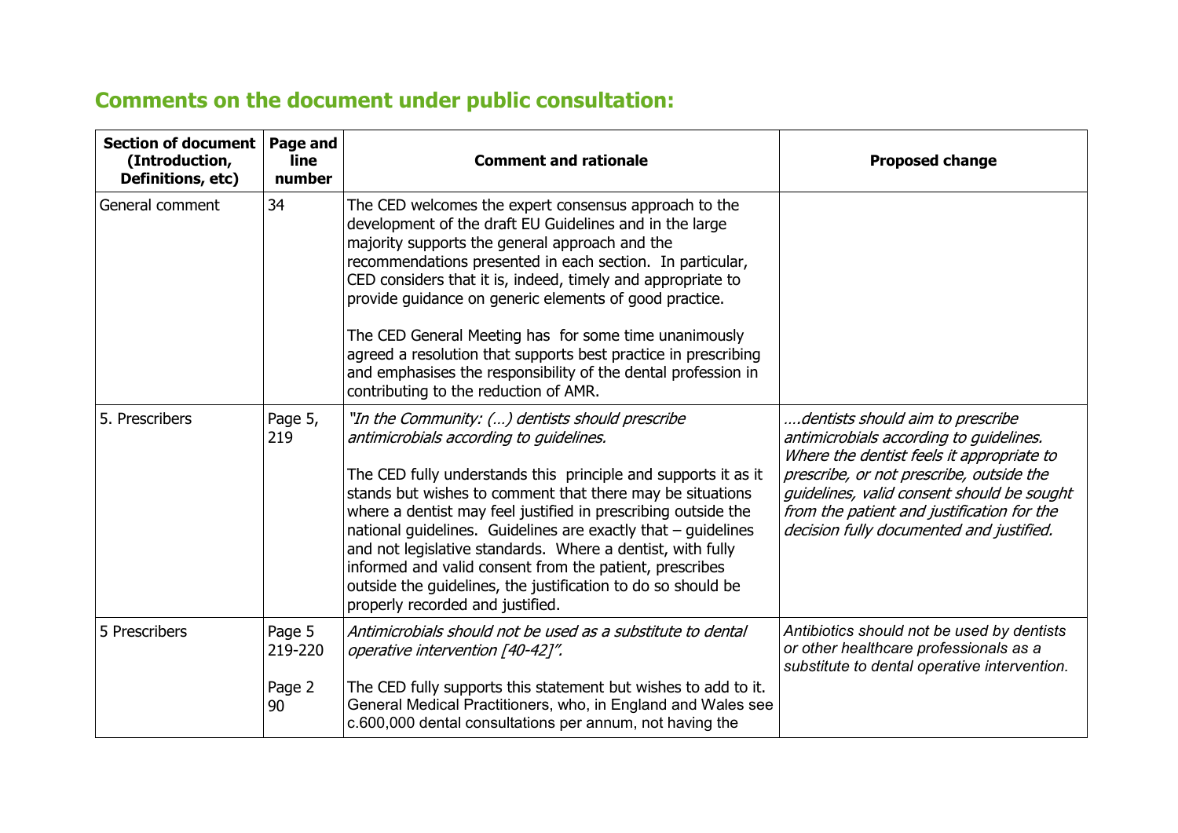## Comments on the document under public consultation:

| Section of document (Introduction, Definitions, etc) | Page and line number | Comment and rationale | Proposed change |
|---|---|---|---|
| General comment | 34 | The CED welcomes the expert consensus approach to the development of the draft EU Guidelines and in the large majority supports the general approach and the recommendations presented in each section. In particular, CED considers that it is, indeed, timely and appropriate to provide guidance on generic elements of good practice.<br><br>The CED General Meeting has for some time unanimously agreed a resolution that supports best practice in prescribing and emphasises the responsibility of the dental profession in contributing to the reduction of AMR. | |
| 5. Prescribers | Page 5, 219 | *"In the Community: (…) dentists should prescribe antimicrobials according to guidelines.*<br><br>The CED fully understands this principle and supports it as it stands but wishes to comment that there may be situations where a dentist may feel justified in prescribing outside the national guidelines. Guidelines are exactly that – guidelines and not legislative standards. Where a dentist, with fully informed and valid consent from the patient, prescribes outside the guidelines, the justification to do so should be properly recorded and justified. | *….dentists should aim to prescribe antimicrobials according to guidelines. Where the dentist feels it appropriate to prescribe, or not prescribe, outside the guidelines, valid consent should be sought from the patient and justification for the decision fully documented and justified.* |
| 5 Prescribers | Page 5 219-220<br><br>Page 2 90 | *Antimicrobials should not be used as a substitute to dental operative intervention [40-42]".*<br><br>The CED fully supports this statement but wishes to add to it. General Medical Practitioners, who, in England and Wales see c.600,000 dental consultations per annum, not having the | *Antibiotics should not be used by dentists or other healthcare professionals as a substitute to dental operative intervention.* |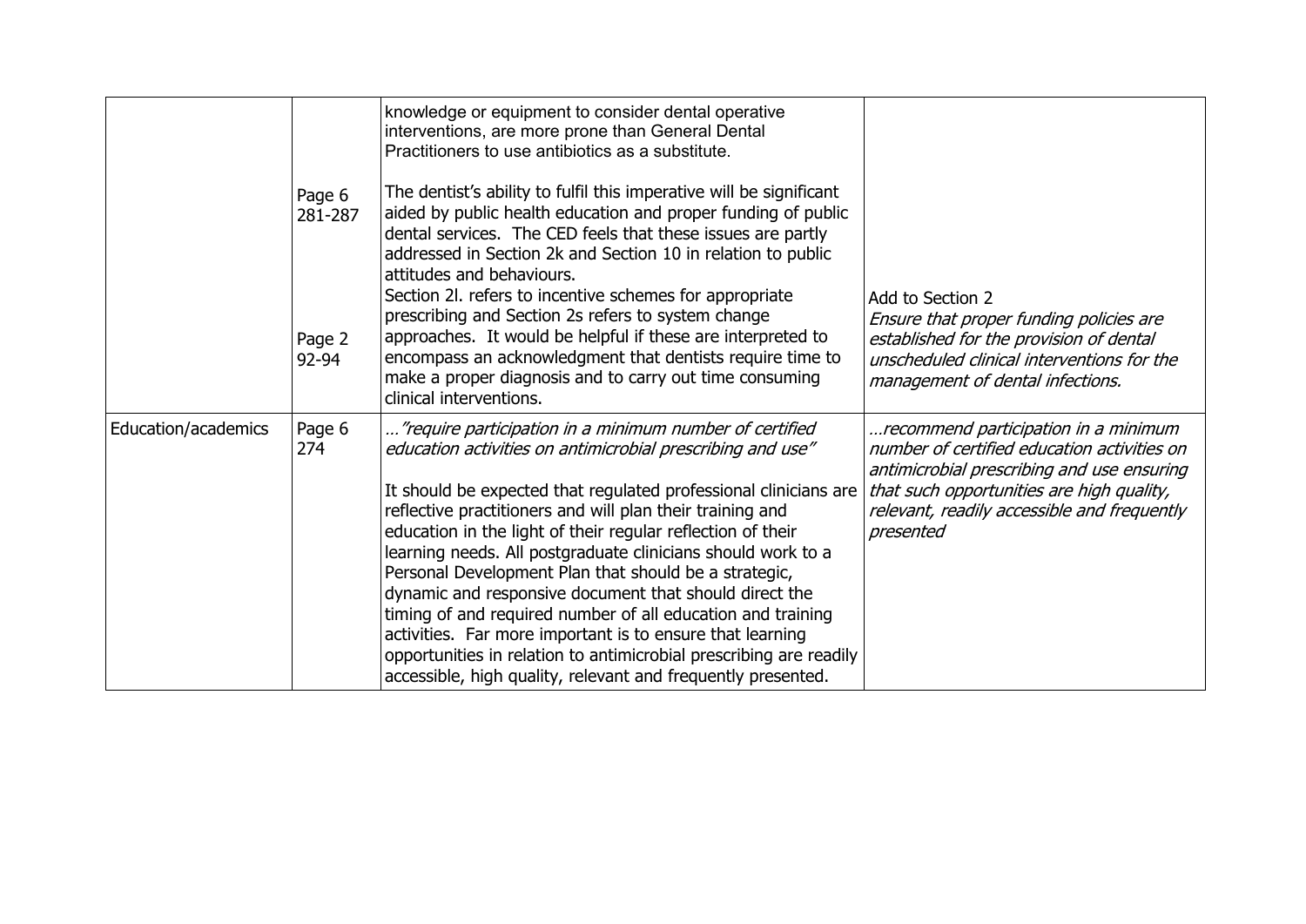| | | | |
|---|---|---|---|
| | Page 6 281-287<br><br>Page 2 92-94 | knowledge or equipment to consider dental operative interventions, are more prone than General Dental Practitioners to use antibiotics as a substitute.<br><br>The dentist's ability to fulfil this imperative will be significant aided by public health education and proper funding of public dental services. The CED feels that these issues are partly addressed in Section 2k and Section 10 in relation to public attitudes and behaviours.<br>Section 2l. refers to incentive schemes for appropriate prescribing and Section 2s refers to system change approaches. It would be helpful if these are interpreted to encompass an acknowledgment that dentists require time to make a proper diagnosis and to carry out time consuming clinical interventions. | Add to Section 2<br>*Ensure that proper funding policies are established for the provision of dental unscheduled clinical interventions for the management of dental infections.* |
| Education/academics | Page 6 274 | *…"require participation in a minimum number of certified education activities on antimicrobial prescribing and use"*<br><br>It should be expected that regulated professional clinicians are reflective practitioners and will plan their training and education in the light of their regular reflection of their learning needs. All postgraduate clinicians should work to a Personal Development Plan that should be a strategic, dynamic and responsive document that should direct the timing of and required number of all education and training activities. Far more important is to ensure that learning opportunities in relation to antimicrobial prescribing are readily accessible, high quality, relevant and frequently presented. | *…recommend participation in a minimum number of certified education activities on antimicrobial prescribing and use ensuring that such opportunities are high quality, relevant, readily accessible and frequently presented* |